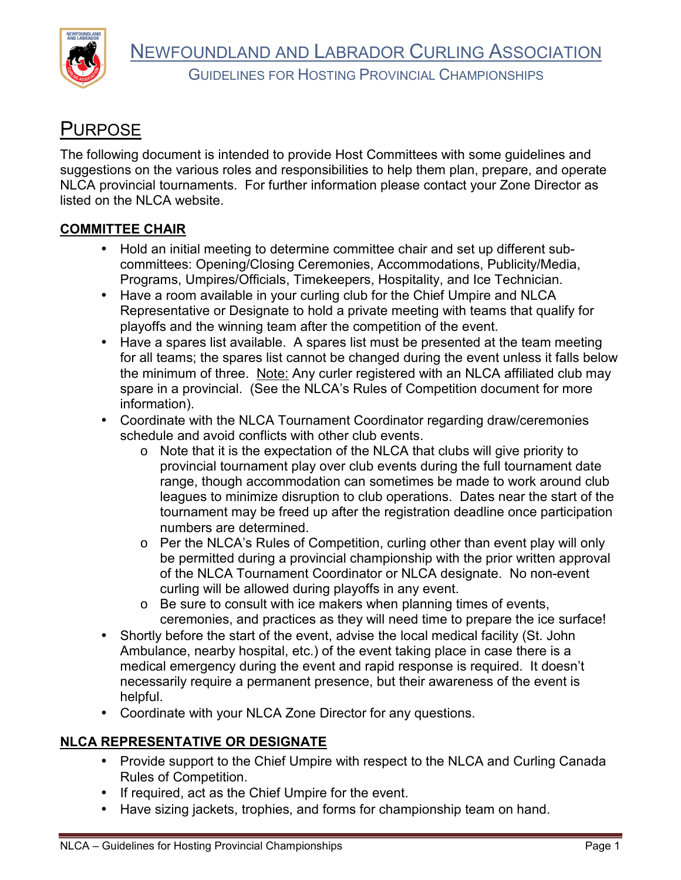# NEWFOUNDLAND AND LABRADOR CURLING ASSOCIATION

## GUIDELINES FOR HOSTING PROVINCIAL CHAMPIONSHIPS

# PURPOSE

The following document is intended to provide Host Committees with some guidelines and suggestions on the various roles and responsibilities to help them plan, prepare, and operate NLCA provincial tournaments. For further information please contact your Zone Director as listed on the NLCA website.

### COMMITTEE CHAIR

- Hold an initial meeting to determine committee chair and set up different sub-committees: Opening/Closing Ceremonies, Accommodations, Publicity/Media, Programs, Umpires/Officials, Timekeepers, Hospitality, and Ice Technician.
- Have a room available in your curling club for the Chief Umpire and NLCA Representative or Designate to hold a private meeting with teams that qualify for playoffs and the winning team after the competition of the event.
- Have a spares list available. A spares list must be presented at the team meeting for all teams; the spares list cannot be changed during the event unless it falls below the minimum of three. Note: Any curler registered with an NLCA affiliated club may spare in a provincial. (See the NLCA's Rules of Competition document for more information).
- Coordinate with the NLCA Tournament Coordinator regarding draw/ceremonies schedule and avoid conflicts with other club events.
    - Note that it is the expectation of the NLCA that clubs will give priority to provincial tournament play over club events during the full tournament date range, though accommodation can sometimes be made to work around club leagues to minimize disruption to club operations. Dates near the start of the tournament may be freed up after the registration deadline once participation numbers are determined.
    - Per the NLCA's Rules of Competition, curling other than event play will only be permitted during a provincial championship with the prior written approval of the NLCA Tournament Coordinator or NLCA designate. No non-event curling will be allowed during playoffs in any event.
    - Be sure to consult with ice makers when planning times of events, ceremonies, and practices as they will need time to prepare the ice surface!
- Shortly before the start of the event, advise the local medical facility (St. John Ambulance, nearby hospital, etc.) of the event taking place in case there is a medical emergency during the event and rapid response is required. It doesn't necessarily require a permanent presence, but their awareness of the event is helpful.
- Coordinate with your NLCA Zone Director for any questions.

### NLCA REPRESENTATIVE OR DESIGNATE

- Provide support to the Chief Umpire with respect to the NLCA and Curling Canada Rules of Competition.
- If required, act as the Chief Umpire for the event.
- Have sizing jackets, trophies, and forms for championship team on hand.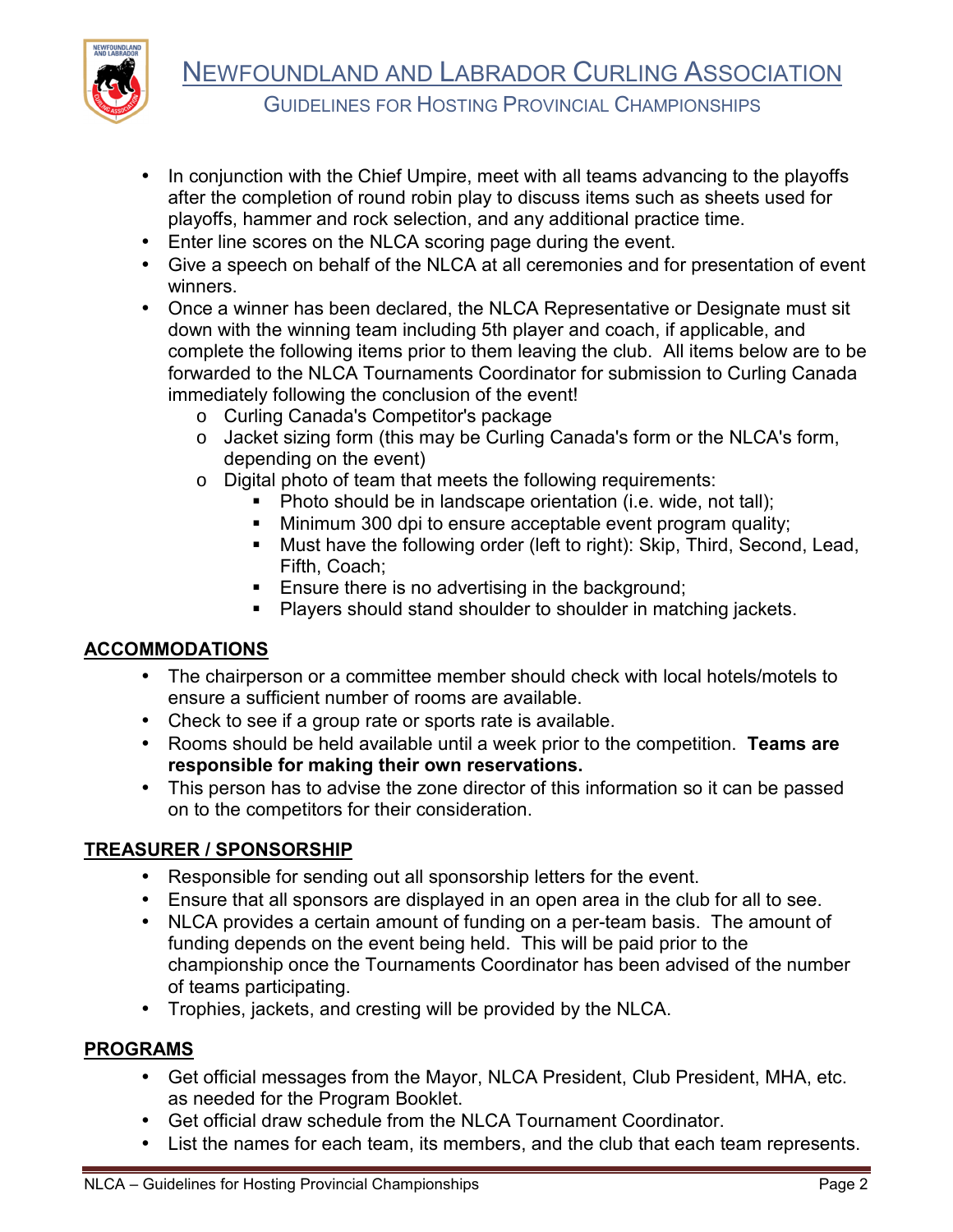- In conjunction with the Chief Umpire, meet with all teams advancing to the playoffs after the completion of round robin play to discuss items such as sheets used for playoffs, hammer and rock selection, and any additional practice time.
- Enter line scores on the NLCA scoring page during the event.
- Give a speech on behalf of the NLCA at all ceremonies and for presentation of event winners.
- Once a winner has been declared, the NLCA Representative or Designate must sit down with the winning team including 5th player and coach, if applicable, and complete the following items prior to them leaving the club. All items below are to be forwarded to the NLCA Tournaments Coordinator for submission to Curling Canada immediately following the conclusion of the event!
  - Curling Canada's Competitor's package
  - Jacket sizing form (this may be Curling Canada's form or the NLCA's form, depending on the event)
  - Digital photo of team that meets the following requirements:
    - Photo should be in landscape orientation (i.e. wide, not tall);
    - Minimum 300 dpi to ensure acceptable event program quality;
    - Must have the following order (left to right): Skip, Third, Second, Lead, Fifth, Coach;
    - Ensure there is no advertising in the background;
    - Players should stand shoulder to shoulder in matching jackets.

## ACCOMMODATIONS

- The chairperson or a committee member should check with local hotels/motels to ensure a sufficient number of rooms are available.
- Check to see if a group rate or sports rate is available.
- Rooms should be held available until a week prior to the competition. **Teams are responsible for making their own reservations.**
- This person has to advise the zone director of this information so it can be passed on to the competitors for their consideration.

## TREASURER / SPONSORSHIP

- Responsible for sending out all sponsorship letters for the event.
- Ensure that all sponsors are displayed in an open area in the club for all to see.
- NLCA provides a certain amount of funding on a per-team basis. The amount of funding depends on the event being held. This will be paid prior to the championship once the Tournaments Coordinator has been advised of the number of teams participating.
- Trophies, jackets, and cresting will be provided by the NLCA.

## PROGRAMS

- Get official messages from the Mayor, NLCA President, Club President, MHA, etc. as needed for the Program Booklet.
- Get official draw schedule from the NLCA Tournament Coordinator.
- List the names for each team, its members, and the club that each team represents.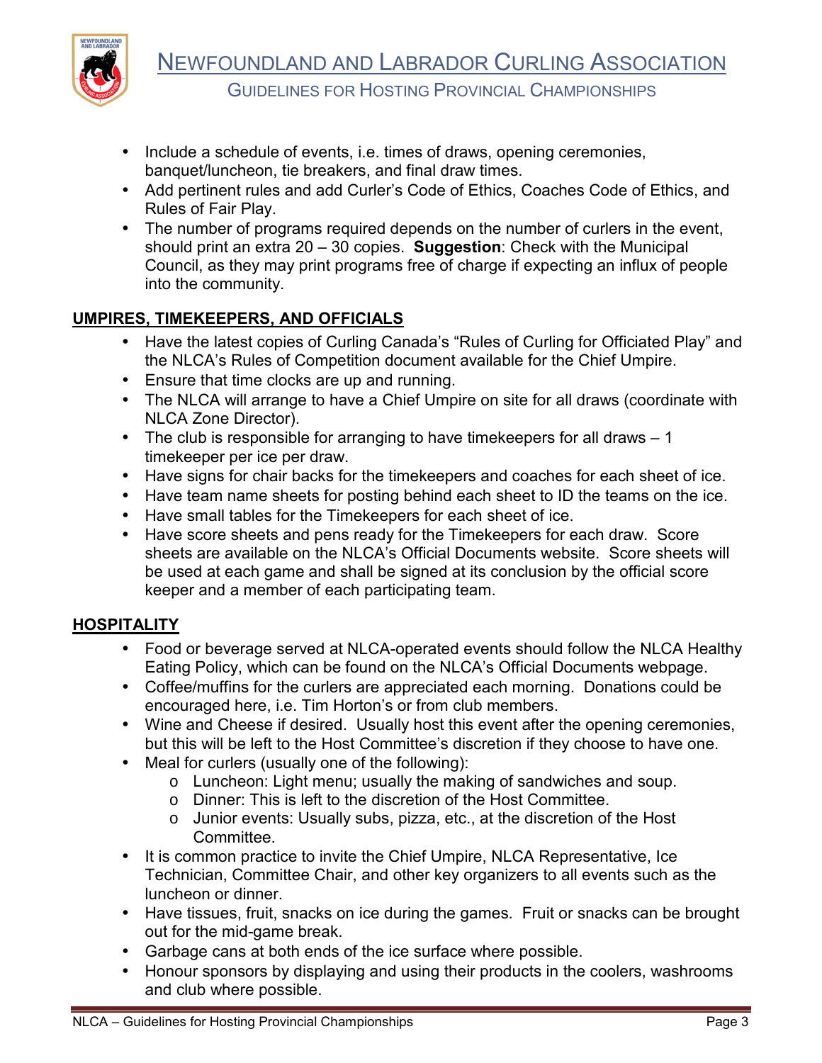- Include a schedule of events, i.e. times of draws, opening ceremonies, banquet/luncheon, tie breakers, and final draw times.
- Add pertinent rules and add Curler's Code of Ethics, Coaches Code of Ethics, and Rules of Fair Play.
- The number of programs required depends on the number of curlers in the event, should print an extra 20 – 30 copies. **Suggestion**: Check with the Municipal Council, as they may print programs free of charge if expecting an influx of people into the community.

## UMPIRES, TIMEKEEPERS, AND OFFICIALS

- Have the latest copies of Curling Canada's "Rules of Curling for Officiated Play" and the NLCA's Rules of Competition document available for the Chief Umpire.
- Ensure that time clocks are up and running.
- The NLCA will arrange to have a Chief Umpire on site for all draws (coordinate with NLCA Zone Director).
- The club is responsible for arranging to have timekeepers for all draws – 1 timekeeper per ice per draw.
- Have signs for chair backs for the timekeepers and coaches for each sheet of ice.
- Have team name sheets for posting behind each sheet to ID the teams on the ice.
- Have small tables for the Timekeepers for each sheet of ice.
- Have score sheets and pens ready for the Timekeepers for each draw. Score sheets are available on the NLCA's Official Documents website. Score sheets will be used at each game and shall be signed at its conclusion by the official score keeper and a member of each participating team.

## HOSPITALITY

- Food or beverage served at NLCA-operated events should follow the NLCA Healthy Eating Policy, which can be found on the NLCA's Official Documents webpage.
- Coffee/muffins for the curlers are appreciated each morning. Donations could be encouraged here, i.e. Tim Horton's or from club members.
- Wine and Cheese if desired. Usually host this event after the opening ceremonies, but this will be left to the Host Committee's discretion if they choose to have one.
- Meal for curlers (usually one of the following):
  - Luncheon: Light menu; usually the making of sandwiches and soup.
  - Dinner: This is left to the discretion of the Host Committee.
  - Junior events: Usually subs, pizza, etc., at the discretion of the Host Committee.
- It is common practice to invite the Chief Umpire, NLCA Representative, Ice Technician, Committee Chair, and other key organizers to all events such as the luncheon or dinner.
- Have tissues, fruit, snacks on ice during the games. Fruit or snacks can be brought out for the mid-game break.
- Garbage cans at both ends of the ice surface where possible.
- Honour sponsors by displaying and using their products in the coolers, washrooms and club where possible.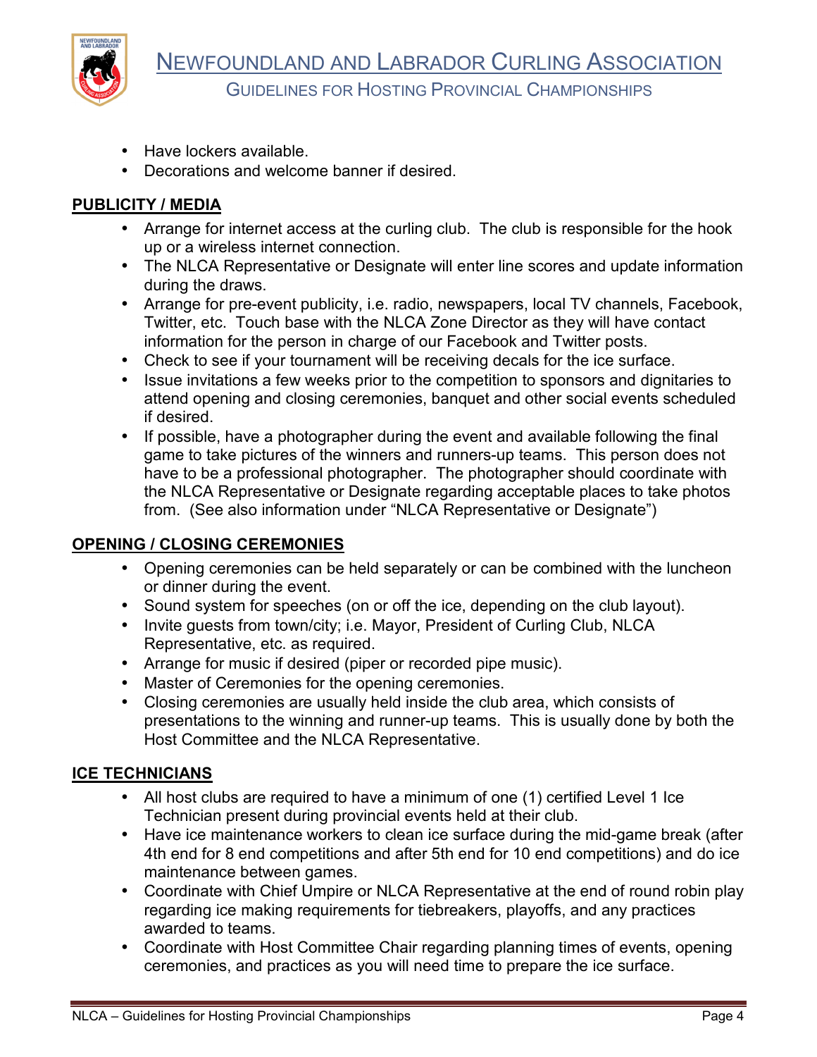- Have lockers available.
- Decorations and welcome banner if desired.

## PUBLICITY / MEDIA

- Arrange for internet access at the curling club. The club is responsible for the hook up or a wireless internet connection.
- The NLCA Representative or Designate will enter line scores and update information during the draws.
- Arrange for pre-event publicity, i.e. radio, newspapers, local TV channels, Facebook, Twitter, etc. Touch base with the NLCA Zone Director as they will have contact information for the person in charge of our Facebook and Twitter posts.
- Check to see if your tournament will be receiving decals for the ice surface.
- Issue invitations a few weeks prior to the competition to sponsors and dignitaries to attend opening and closing ceremonies, banquet and other social events scheduled if desired.
- If possible, have a photographer during the event and available following the final game to take pictures of the winners and runners-up teams. This person does not have to be a professional photographer. The photographer should coordinate with the NLCA Representative or Designate regarding acceptable places to take photos from. (See also information under "NLCA Representative or Designate")

## OPENING / CLOSING CEREMONIES

- Opening ceremonies can be held separately or can be combined with the luncheon or dinner during the event.
- Sound system for speeches (on or off the ice, depending on the club layout).
- Invite guests from town/city; i.e. Mayor, President of Curling Club, NLCA Representative, etc. as required.
- Arrange for music if desired (piper or recorded pipe music).
- Master of Ceremonies for the opening ceremonies.
- Closing ceremonies are usually held inside the club area, which consists of presentations to the winning and runner-up teams. This is usually done by both the Host Committee and the NLCA Representative.

## ICE TECHNICIANS

- All host clubs are required to have a minimum of one (1) certified Level 1 Ice Technician present during provincial events held at their club.
- Have ice maintenance workers to clean ice surface during the mid-game break (after 4th end for 8 end competitions and after 5th end for 10 end competitions) and do ice maintenance between games.
- Coordinate with Chief Umpire or NLCA Representative at the end of round robin play regarding ice making requirements for tiebreakers, playoffs, and any practices awarded to teams.
- Coordinate with Host Committee Chair regarding planning times of events, opening ceremonies, and practices as you will need time to prepare the ice surface.